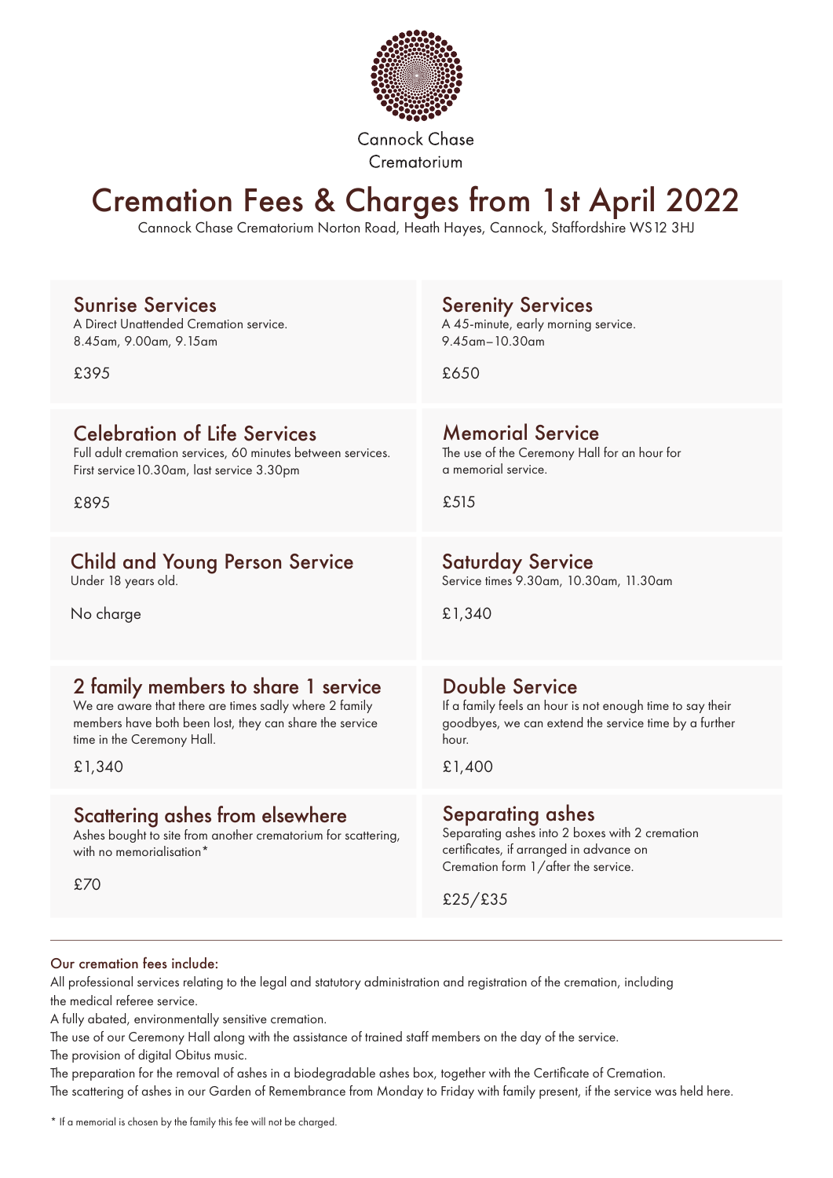Cannock Chase
Crematorium

# Cremation Fees & Charges from 1st April 2022

Cannock Chase Crematorium Norton Road, Heath Hayes, Cannock, Staffordshire WS12 3HJ

## Sunrise Services

A Direct Unattended Cremation service.
8.45am, 9.00am, 9.15am

£395

## Serenity Services

A 45-minute, early morning service.
9.45am–10.30am

£650

## Celebration of Life Services

Full adult cremation services, 60 minutes between services.
First service 10.30am, last service 3.30pm

£895

## Memorial Service

The use of the Ceremony Hall for an hour for a memorial service.

£515

## Child and Young Person Service

Under 18 years old.

No charge

## Saturday Service

Service times 9.30am, 10.30am, 11.30am

£1,340

## 2 family members to share 1 service

We are aware that there are times sadly where 2 family members have both been lost, they can share the service time in the Ceremony Hall.

£1,340

## Double Service

If a family feels an hour is not enough time to say their goodbyes, we can extend the service time by a further hour.

£1,400

## Scattering ashes from elsewhere

Ashes bought to site from another crematorium for scattering, with no memorialisation*

£70

## Separating ashes

Separating ashes into 2 boxes with 2 cremation certificates, if arranged in advance on Cremation form 1/after the service.

£25/£35

---

### Our cremation fees include:

All professional services relating to the legal and statutory administration and registration of the cremation, including the medical referee service.
A fully abated, environmentally sensitive cremation.
The use of our Ceremony Hall along with the assistance of trained staff members on the day of the service.
The provision of digital Obitus music.
The preparation for the removal of ashes in a biodegradable ashes box, together with the Certificate of Cremation.
The scattering of ashes in our Garden of Remembrance from Monday to Friday with family present, if the service was held here.

* If a memorial is chosen by the family this fee will not be charged.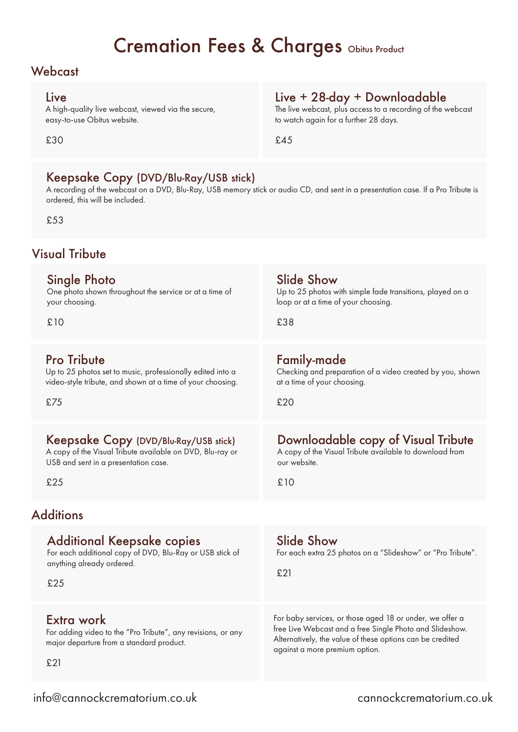# Cremation Fees & Charges Obitus Product

## Webcast

### Live

A high-quality live webcast, viewed via the secure, easy-to-use Obitus website.

£30

### Live + 28-day + Downloadable

The live webcast, plus access to a recording of the webcast to watch again for a further 28 days.

£45

### Keepsake Copy (DVD/Blu-Ray/USB stick)

A recording of the webcast on a DVD, Blu-Ray, USB memory stick or audio CD, and sent in a presentation case. If a Pro Tribute is ordered, this will be included.

£53

## Visual Tribute

### Single Photo

One photo shown throughout the service or at a time of your choosing.

£10

### Slide Show

Up to 25 photos with simple fade transitions, played on a loop or at a time of your choosing.

£38

### Pro Tribute

Up to 25 photos set to music, professionally edited into a video-style tribute, and shown at a time of your choosing.

£75

### Family-made

Checking and preparation of a video created by you, shown at a time of your choosing.

£20

### Keepsake Copy (DVD/Blu-Ray/USB stick)

A copy of the Visual Tribute available on DVD, Blu-ray or USB and sent in a presentation case.

£25

### Downloadable copy of Visual Tribute

A copy of the Visual Tribute available to download from our website.

£10

## Additions

### Additional Keepsake copies

For each additional copy of DVD, Blu-Ray or USB stick of anything already ordered.

£25

### Slide Show

For each extra 25 photos on a "Slideshow" or "Pro Tribute".

£21

### Extra work

For adding video to the "Pro Tribute", any revisions, or any major departure from a standard product.

£21

For baby services, or those aged 18 or under, we offer a free Live Webcast and a free Single Photo and Slideshow. Alternatively, the value of these options can be credited against a more premium option.

info@cannockcrematorium.co.uk

cannockcrematorium.co.uk